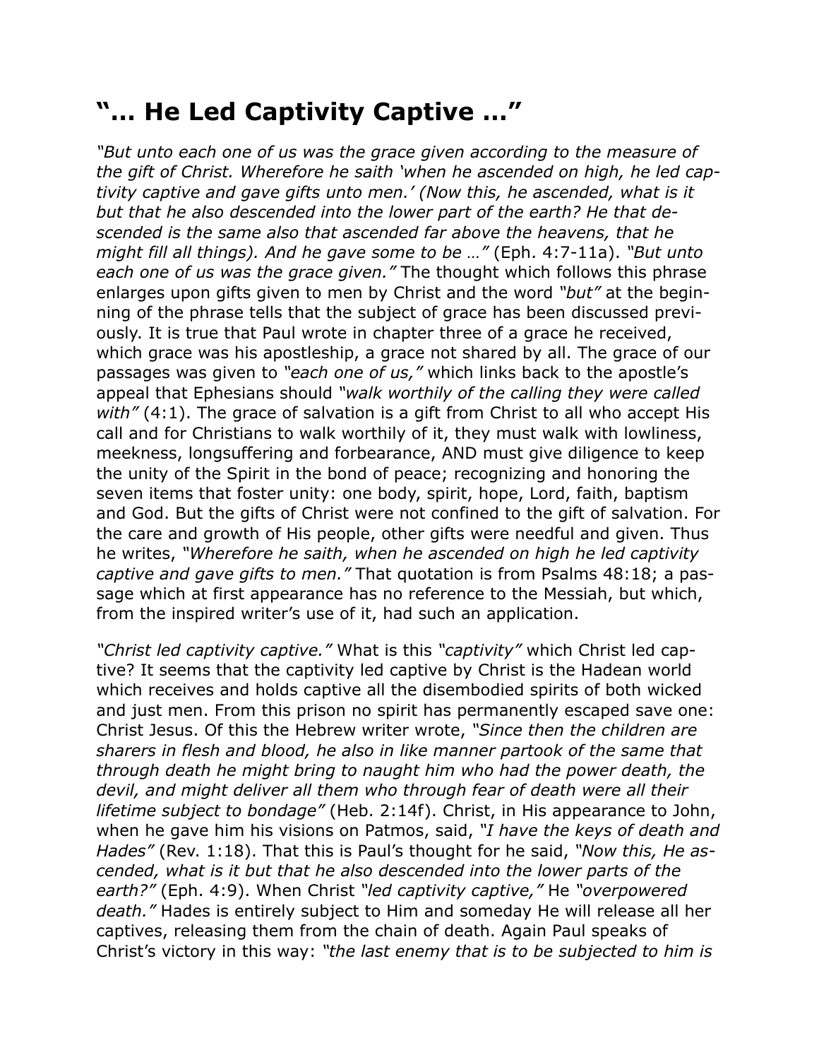# "… He Led Captivity Captive …"

*"But unto each one of us was the grace given according to the measure of the gift of Christ. Wherefore he saith 'when he ascended on high, he led captivity captive and gave gifts unto men.' (Now this, he ascended, what is it but that he also descended into the lower part of the earth? He that descended is the same also that ascended far above the heavens, that he might fill all things). And he gave some to be …"* (Eph. 4:7-11a). *"But unto each one of us was the grace given."* The thought which follows this phrase enlarges upon gifts given to men by Christ and the word *"but"* at the beginning of the phrase tells that the subject of grace has been discussed previously. It is true that Paul wrote in chapter three of a grace he received, which grace was his apostleship, a grace not shared by all. The grace of our passages was given to *"each one of us,"* which links back to the apostle's appeal that Ephesians should *"walk worthily of the calling they were called with"* (4:1). The grace of salvation is a gift from Christ to all who accept His call and for Christians to walk worthily of it, they must walk with lowliness, meekness, longsuffering and forbearance, AND must give diligence to keep the unity of the Spirit in the bond of peace; recognizing and honoring the seven items that foster unity: one body, spirit, hope, Lord, faith, baptism and God. But the gifts of Christ were not confined to the gift of salvation. For the care and growth of His people, other gifts were needful and given. Thus he writes, *"Wherefore he saith, when he ascended on high he led captivity captive and gave gifts to men."* That quotation is from Psalms 48:18; a passage which at first appearance has no reference to the Messiah, but which, from the inspired writer's use of it, had such an application.

*"Christ led captivity captive."* What is this *"captivity"* which Christ led captive? It seems that the captivity led captive by Christ is the Hadean world which receives and holds captive all the disembodied spirits of both wicked and just men. From this prison no spirit has permanently escaped save one: Christ Jesus. Of this the Hebrew writer wrote, *"Since then the children are sharers in flesh and blood, he also in like manner partook of the same that through death he might bring to naught him who had the power death, the devil, and might deliver all them who through fear of death were all their lifetime subject to bondage"* (Heb. 2:14f). Christ, in His appearance to John, when he gave him his visions on Patmos, said, *"I have the keys of death and Hades"* (Rev. 1:18). That this is Paul's thought for he said, *"Now this, He ascended, what is it but that he also descended into the lower parts of the earth?"* (Eph. 4:9). When Christ *"led captivity captive,"* He *"overpowered death."* Hades is entirely subject to Him and someday He will release all her captives, releasing them from the chain of death. Again Paul speaks of Christ's victory in this way: *"the last enemy that is to be subjected to him is*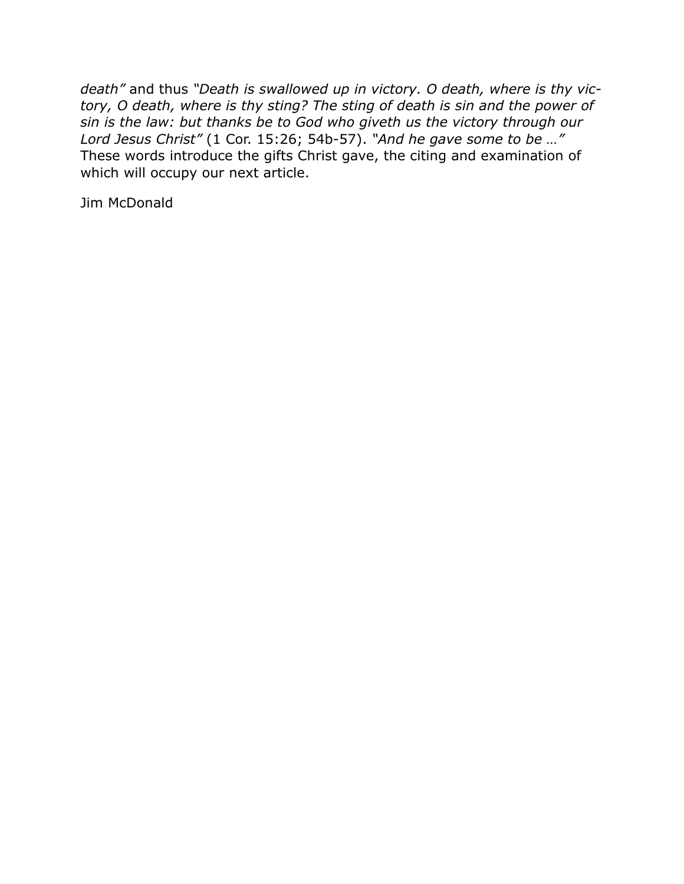*death"* and thus *"Death is swallowed up in victory. O death, where is thy victory, O death, where is thy sting? The sting of death is sin and the power of sin is the law: but thanks be to God who giveth us the victory through our Lord Jesus Christ"* (1 Cor. 15:26; 54b-57). *"And he gave some to be …"* These words introduce the gifts Christ gave, the citing and examination of which will occupy our next article.

Jim McDonald